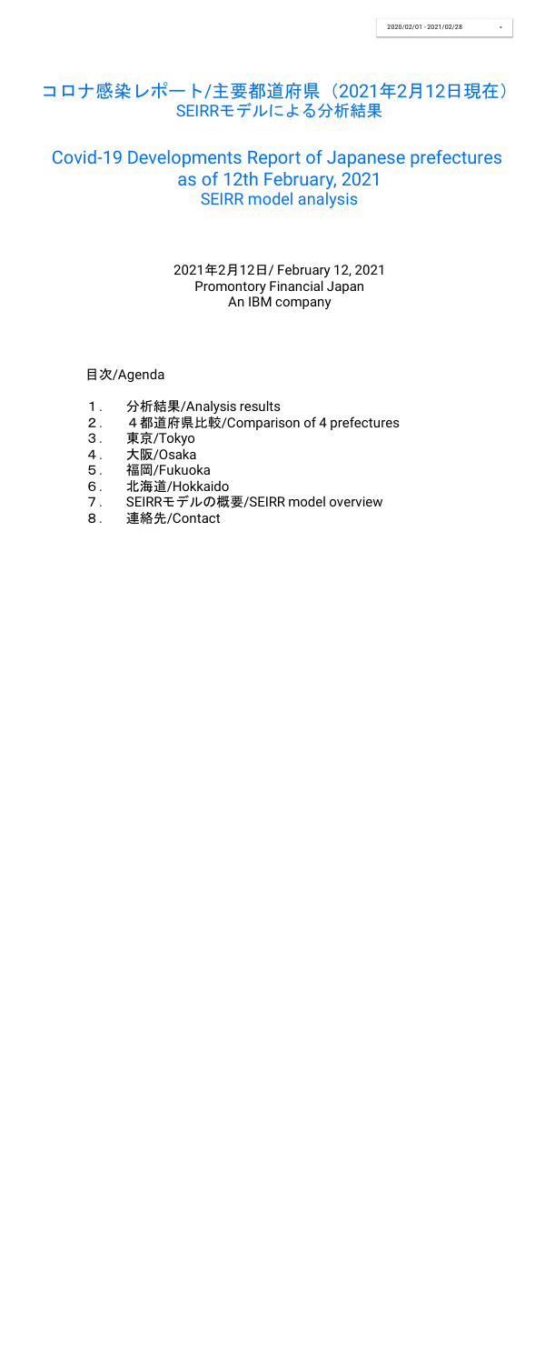2020/02/01 - 2021/02/28

# コロナ感染レポート/主要都道府県（2021年2月12日現在）
## SEIRRモデルによる分析結果

# Covid-19 Developments Report of Japanese prefectures as of 12th February, 2021
## SEIRR model analysis

2021年2月12日/ February 12, 2021
Promontory Financial Japan
An IBM company

目次/Agenda

１． 分析結果/Analysis results
２． ４都道府県比較/Comparison of 4 prefectures
３． 東京/Tokyo
４． 大阪/Osaka
５． 福岡/Fukuoka
６． 北海道/Hokkaido
７． SEIRRモデルの概要/SEIRR model overview
８． 連絡先/Contact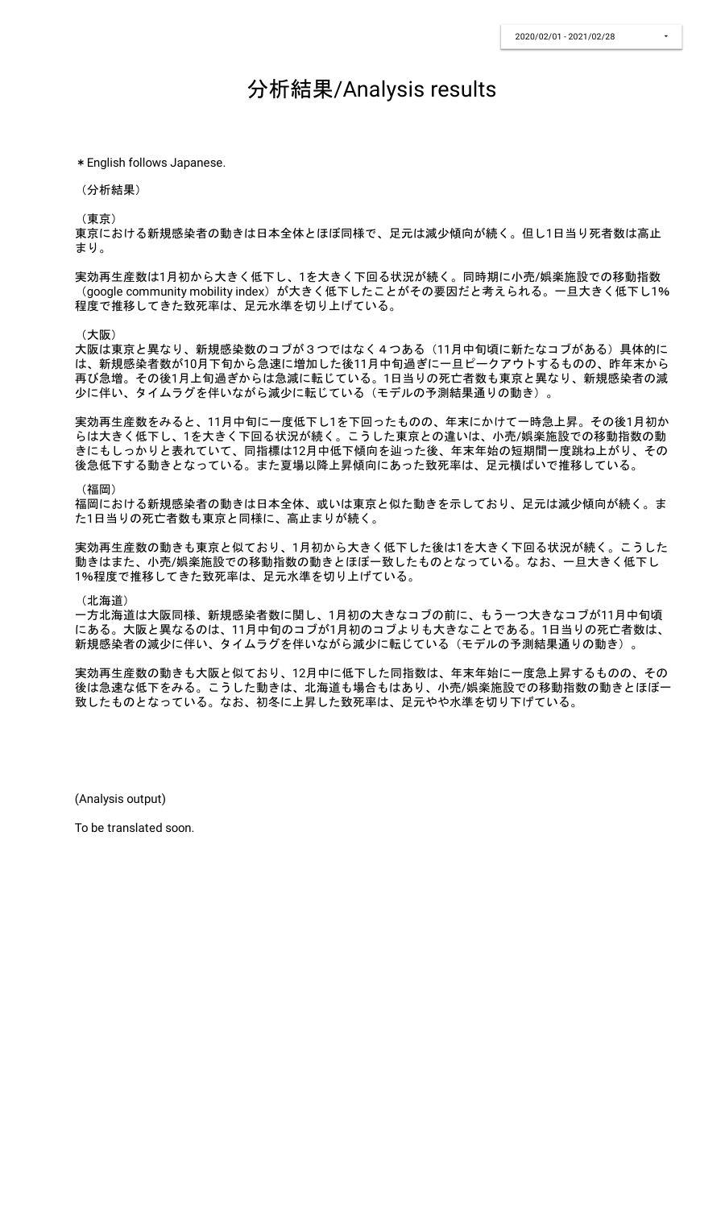2020/02/01 - 2021/02/28

# 分析結果/Analysis results

＊English follows Japanese.

（分析結果）

（東京）
東京における新規感染者の動きは日本全体とほぼ同様で、足元は減少傾向が続く。但し1日当り死者数は高止まり。

実効再生産数は1月初から大きく低下し、1を大きく下回る状況が続く。同時期に小売/娯楽施設での移動指数（google community mobility index）が大きく低下したことがその要因だと考えられる。一旦大きく低下し1%程度で推移してきた致死率は、足元水準を切り上げている。

（大阪）
大阪は東京と異なり、新規感染数のコブが３つではなく４つある（11月中旬頃に新たなコブがある）具体的には、新規感染者数が10月下旬から急速に増加した後11月中旬過ぎに一旦ピークアウトするものの、昨年末から再び急増。その後1月上旬過ぎからは急減に転じている。1日当りの死亡者数も東京と異なり、新規感染者の減少に伴い、タイムラグを伴いながら減少に転じている（モデルの予測結果通りの動き）。

実効再生産数をみると、11月中旬に一度低下し1を下回ったものの、年末にかけて一時急上昇。その後1月初からは大きく低下し、1を大きく下回る状況が続く。こうした東京との違いは、小売/娯楽施設での移動指数の動きにもしっかりと表れていて、同指標は12月中低下傾向を辿った後、年末年始の短期間一度跳ね上がり、その後急低下する動きとなっている。また夏場以降上昇傾向にあった致死率は、足元横ばいで推移している。

（福岡）
福岡における新規感染者の動きは日本全体、或いは東京と似た動きを示しており、足元は減少傾向が続く。また1日当りの死亡者数も東京と同様に、高止まりが続く。

実効再生産数の動きも東京と似ており、1月初から大きく低下した後は1を大きく下回る状況が続く。こうした動きはまた、小売/娯楽施設での移動指数の動きとほぼ一致したものとなっている。なお、一旦大きく低下し1%程度で推移してきた致死率は、足元水準を切り上げている。

（北海道）
一方北海道は大阪同様、新規感染者数に関し、1月初の大きなコブの前に、もう一つ大きなコブが11月中旬頃にある。大阪と異なるのは、11月中旬のコブが1月初のコブよりも大きなことである。1日当りの死亡者数は、新規感染者の減少に伴い、タイムラグを伴いながら減少に転じている（モデルの予測結果通りの動き）。

実効再生産数の動きも大阪と似ており、12月中に低下した同指数は、年末年始に一度急上昇するものの、その後は急速な低下をみる。こうした動きは、北海道も場合もはあり、小売/娯楽施設での移動指数の動きとほぼ一致したものとなっている。なお、初冬に上昇した致死率は、足元やや水準を切り下げている。

(Analysis output)

To be translated soon.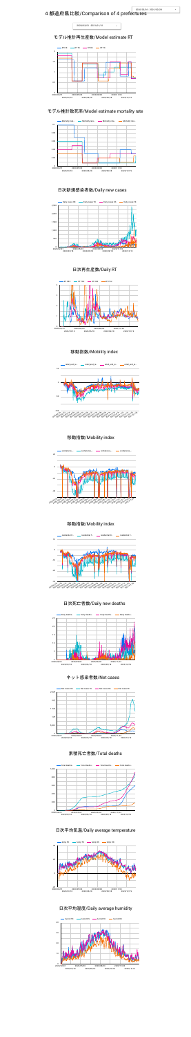# 4 都道府県比較/Comparison of 4 prefectures

## モデル推計再生産数/Model estimate RT

## モデル推計致死率/Model estimate mortality rate

## 日次新規感染者数/Daily new cases

## 日次再生産数/Daily RT

## 移動指数/Mobility index

## 移動指数/Mobility index

## 移動指数/Mobility index

## 日次死亡者数/Daily new deaths

## ネット感染者数/Net cases

## 累積死亡者数/Total deaths

## 日次平均気温/Daily average temperature

## 日次平均湿度/Daily average humidity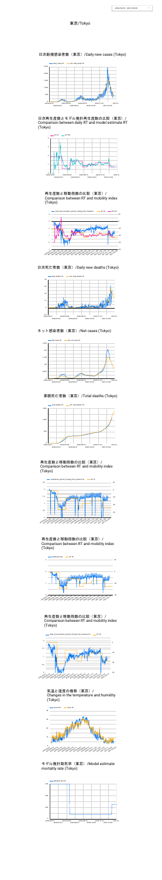# 東京/Tokyo

## 日次新規感染者数（東京）/Daily new cases (Tokyo)

## 日次再生産数とモデル推計再生産数の比較（東京）/ Comparison between daily RT and model estimate RT (Tokyo)

## 再生産数と移動指数の比較（東京）/ Comparison between RT and mobility index (Tokyo)

## 日次死亡者数（東京）/Daily new deaths (Tokyo)

## ネット感染者数（東京）/Net cases (Tokyo)

## 累積死亡者数（東京）/Total deaths (Tokyo)

## 再生産数と移動指数の比較（東京）/ Comparison between RT and mobility index (Tokyo)

## 再生産数と移動指数の比較（東京）/ Comparison between RT and mobility index (Tokyo)

## 再生産数と移動指数の比較（東京）/ Comparison between RT and mobility index (Tokyo)

## 気温と湿度の推移（東京）/ Changes in the temperature and humidity (Tokyo)

## モデル推計致死率（東京）/Model estimate mortality rate (Tokyo)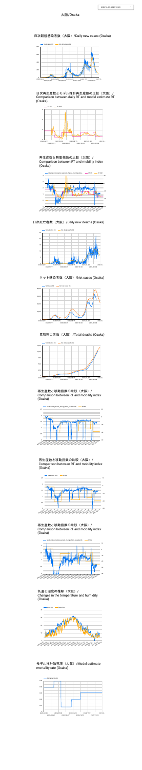# 大阪/Osaka

## 日次新規感染者数（大阪）/Daily new cases (Osaka)

## 日次再生産数とモデル推計再生産数の比較（大阪）/ Comparison between daily RT and model estimate RT (Osaka)

## 再生産数と移動指数の比較（大阪）/ Comparison between RT and mobility index (Osaka)

## 日次死亡者数（大阪）/Daily new deaths (Osaka)

## ネット感染者数（大阪）/Net cases (Osaka)

## 累積死亡者数（大阪）/Total deaths (Osaka)

## 再生産数と移動指数の比較（大阪）/ Comparison between RT and mobility index (Osaka)

## 再生産数と移動指数の比較（大阪）/ Comparison between RT and mobility index (Osaka)

## 再生産数と移動指数の比較（大阪）/ Comparison between RT and mobility index (Osaka)

## 気温と湿度の推移（大阪）/ Changes in the temperature and humidity (Osaka)

## モデル推計致死率（大阪）/Model estimate mortality rate (Osaka)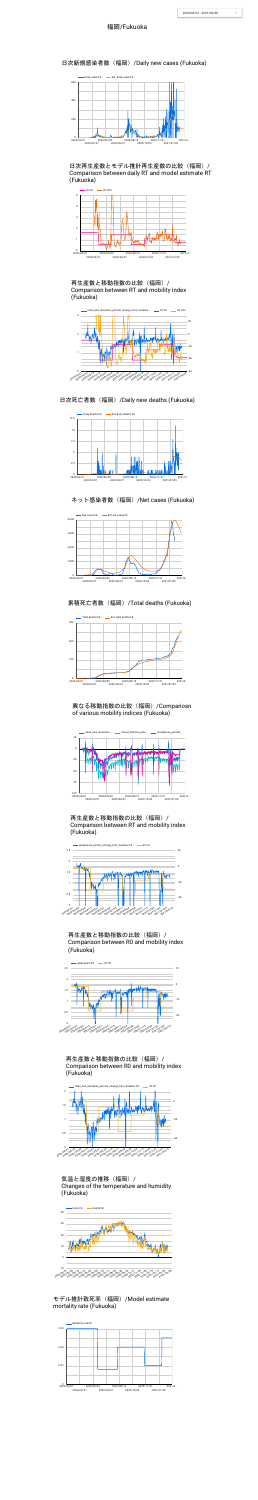# 福岡/Fukuoka

日次新規感染者数（福岡）/Daily new cases (Fukuoka)

日次再生産数とモデル推計再生産数の比較（福岡）/ Comparison between daily RT and model estimate RT (Fukuoka)

再生産数と移動指数の比較（福岡）/ Comparison between RT and mobility index (Fukuoka)

日次死亡者数（福岡）/Daily new deaths (Fukuoka)

ネット感染者数（福岡）/Net cases (Fukuoka)

累積死亡者数（福岡）/Total deaths (Fukuoka)

異なる移動指数の比較（福岡）/Comparison of various mobility indices (Fukuoka)

再生産数と移動指数の比較（福岡）/ Comparison between RT and mobility index (Fukuoka)

再生産数と移動指数の比較（福岡）/ Comparison between R0 and mobility index (Fukuoka)

再生産数と移動指数の比較（福岡）/ Comparison between R0 and mobility index (Fukuoka)

気温と湿度の推移（福岡）/ Changes of the temperature and humidity (Fukuoka)

モデル推計致死率（福岡）/Model estimate mortality rate (Fukuoka)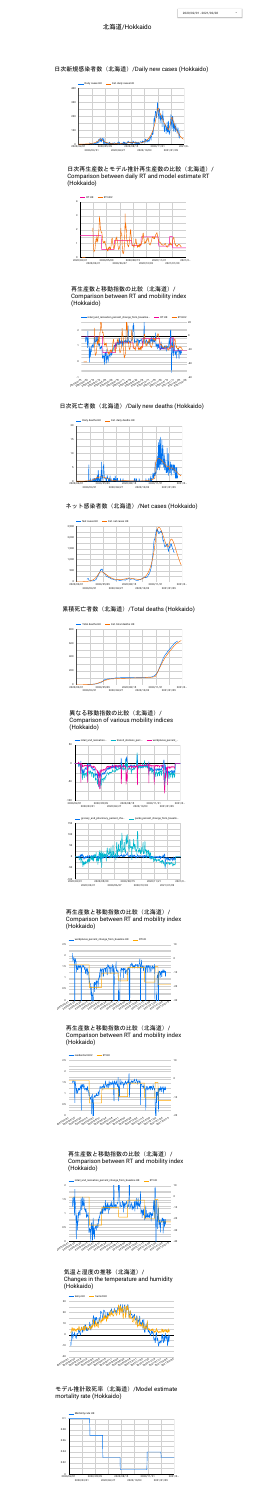# 北海道/Hokkaido

## 日次新規感染者数（北海道）/Daily new cases (Hokkaido)

## 日次再生産数とモデル推計再生産数の比較（北海道）/ Comparison between daily RT and model estimate RT (Hokkaido)

## 再生産数と移動指数の比較（北海道）/ Comparison between RT and mobility index (Hokkaido)

## 日次死亡者数（北海道）/Daily new deaths (Hokkaido)

## ネット感染者数（北海道）/Net cases (Hokkaido)

## 累積死亡者数（北海道）/Total deaths (Hokkaido)

## 異なる移動指数の比較（北海道）/ Comparison of various mobility indices (Hokkaido)

## 再生産数と移動指数の比較（北海道）/ Comparison between RT and mobility index (Hokkaido)

## 再生産数と移動指数の比較（北海道）/ Comparison between RT and mobility index (Hokkaido)

## 再生産数と移動指数の比較（北海道）/ Comparison between RT and mobility index (Hokkaido)

## 気温と湿度の推移（北海道）/ Changes in the temperature and humidity (Hokkaido)

## モデル推計致死率（北海道）/Model estimate mortality rate (Hokkaido)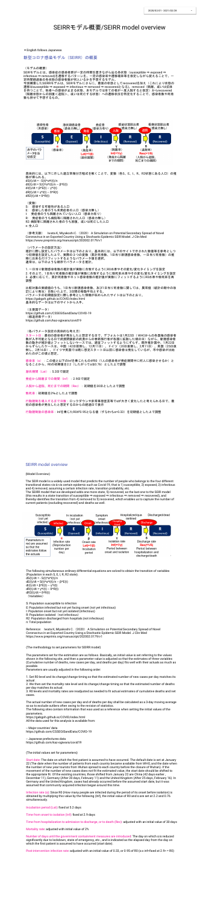# SEIRRモデル概要/SEIRR model overview

→English follows Japanese

## 新型コロナ感染モデル（SEIRR）の概要

（モデルの概要）

SEIRモデルとは、感染症の感染者数が一定の時間を要する中から延る各状態（susceptible ⇒ exposed ⇒ infectious ⇒ removed）を遷移するパターンを、一定の感染率や遷移確率等を仮定しながら使えることで、一定時間経過後の各状態の感染者数が何人いるかを予想するモデル。

今回構築したSEIRRモデルは、SEIRモデルにさらに、最後の状態としてrecoveredを加え（これにより状態の遷移はsusceptible ⇒ exposed ⇒ infectious ⇒ removed ⇒ recoveredとなる）、removed（隔離、或いは死去を待つこと で、他者への感染のおそれる状態、本モデルでは全ての者が一度入院すると仮定）からrecovered（隔離状態からの回復＜退院＞、或いは死去での状態）への遷移状況を特定することで、感染者数と死者数も併せて予想するもの。

具体的には、以下に示した連立微分方程式を解くことで、変数（各S、E、I、R、R2状態にある人口）の推移が得られる。

$dS(t)/dt = -S(t)*\beta*I(t)/n$
$dE(t)/dt = S(t)*\beta*I(t)/n - \beta*E(t)$
$dI(t)/dt = \beta*E(t) - \gamma*I(t)$
$dR(t)/dt = \gamma*I(t) - \delta*R(t)$
$dR2(t)/dt = \delta*R(t)$

（変数）
S：感染する可能性がある人口
E：感染した者のうち未発症者の人口（感染力無し）
I：発症者のうち隔離されていない人口（感染力有り）
R：発症者のうち病院等に隔離された人口（感染力無し）
R2: 病院等に隔離された者のうち回復、或いは死亡した人口
n: 全人口

（参考文献） Iwata K, Miyakoshi C.（2020）A Simulation on Potential Secondary Spread of Novel Coronavirus in an Exported Country Using a Stochastic Epidemic SEIR Model. J Clin Med https://www.preprints.org/manuscript/202002.0179/v1

（パラメータの設定方法）

推計に際し設定したパラメータは以下のとおり。基本的には、以下のサイトで示された発症者を参考としつつ初期値を設定した上で、実際の3つの変数（累計死者数、1日当り新規感染者数、一日当り死者数）の推移にはあるだけフィッティングするようなパラメータ値を選択。

通常は、以下のような順序でパラメータを推計。

1. 一日当り新規感染者数の推計値が実数に合致するように R0の水準やその変化/変化タイミングを設定
2. その上で、1日当り死者数の推計値が実数に合致するように致死率水準やその変化/変化タイミングを設定
3. 必要に応じて、累計死者数やネット感染者数の推計値が実数にフィッティングするようにR0水準や致死率を再調整

比較対象の実績値のうち、1日当り新規感染者数、及び1日当り死者数に関しては、異常値（統計の歪やその効果）による振れを除くために、3日間の移動平均をとる。

パラメータの初期値設定に際し参考とした情報が収められたサイトは以下のとおり。
https://gabgoh.github.io/COVID/index.html
基本的なデータは以下のサイトから入手。

（主要国データ）
https://github.com/CSSEGISandData/COVID-19
（都道府県データ）
https://github.com/kaz-ogiwara/covid19

（各パラメータ設定の具体的な考え方）

スタート日：最初の感染者が発生したと想定する日で、デフォルトは1月22日（WHOからの各国毎の感染者数が入手可能となる日で武漢閉鎖前の武漢からの春節旅行者が各国に拡散した頃の日）ながら、新規感染者数の動きが推計値とフィットしないケースでは、適宜フィットするように前ずらし。既存推計国中、1月22日からずらしたケースは、中国（42日前倒し、12月11日）、ドイツ（20日後倒し、2月11日）、米国（25日後倒し、2月16日）。ドイツや米国では既に患者スタート日以前に感染者は発生していたが、市中感染が始めたのがこの頃と想定。

感染率（α）：この値と以下のinfを乗じたR0（1人の感染者が発症期間中に何人に感染させるか）となることから、R0の初期値を2.2（したがってα≒0.76）として上で調整

潜伏期間（Lat）：5.2日で固定

発症から隔離までの時間（Inf）：2.9日で固定

入院から退院、死亡までの期間（Rec）：初期値を30日として上で調整

致死率：初期値を2%として上で調整

行動規制を導入するまでの日数：ロックダウンや非常事態宣言等でR0が大きく変化したと考えられる日で、最初の感染者が発生したと想定する日からの経過日で表示

行動規制後の感染率：Infを乗じたR0が0.95となる値（すなわちα=0.33）を初期値として上で調整

## SEIRR model overview

(Model Overview)

The SEIR model is a widely-used model that predicts the number of people who belongs to the four different transitional states vis-à-vis certain epidemic such as Covid-19, that is 1) susceptible, 2) exposed, 3) infectious and 4) removed, assuming a certain infection rate, transition probability, etc.

The SEIRR model that we developed adds one more state, 5) recovered, as the last one to the SEIR model (this results in a state transition of susceptible ⇒ exposed ⇒ infectious ⇒ removed ⇒ recovered), and thereby identifies the transition from 4) removed to 5) recovered, which enables us to capture the number of current patients (excluding recovered) and deaths as well.

The following simultaneous ordinary differential equations are solved to obtain the transition of variables (Population in each S, E, I, R, R2 state):

$dS(t)/dt = -S(t)*\beta*I(t)/n$
$dE(t)/dt = S(t)*\beta*I(t)/n - \beta*E(t)$
$dI(t)/dt = \beta*E(t) - \gamma*I(t)$
$dR(t)/dt = \gamma*I(t) - \delta*R(t)$
$dR2(t)/dt = \delta*R(t)$

(Variables)

S: Population susceptible to infection
E: Population infected but not yet facing onset (not yet infectious)
I: Population onset but not yet isolated (infectious)
R: Population isolated (not infectious)
R2: Population discharged from hospitals (not infectious)
n: Total population

Reference: Iwata K, Miyakoshi C.（2020）A Simulation on Potential Secondary Spread of Novel Coronavirus in an Exported Country Using a Stochastic Epidemic SEIR Model. J Clin Med https://www.preprints.org/manuscript/202002.0179/v1

(The methodology to set parameters for SEIRR model)

The parameters set for the estimation are as follows. Basically, an initial value is set referring to the values shown in the following site, and then a parameter value is adjusted so that the estimates of three variables (Cumulative number of deaths, new cases per day, and deaths per day) fits well with their actuals as much as possible.

Parameters are usually adjusted in the following order:

1. Set R0 level and its change/change timing so that the estimated number of new cases per day matches its actual
2. We then set the mortality rate level and its change/change timing so that the estimated number of deaths per day matches its actual.
3. R0 levels and mortality rates are readjusted as needed to fit actual estimates of cumulative deaths and net cases.

The actual number of new cases per day and of deaths per day shall be calculated as a 3-day moving average so as to exclude outliers often owing to the revision of statistics.

The following sites contain information that was used as a reference when setting the initial values of the parameters.

https://gabgoh.github.io/COVID/index.html

All the data used for this analysis is available from:

-- Major countries' data
https://github.com/CSSEGISandData/COVID-19

-- Japanese prefectures data
https://github.com/kaz-ogiwara/covid19

(The initial values set for parameters)

Start date: The date on which the first patient is assumed to have occurred. The default date is set at January 22 (The date when the number of patients from each country became available from WHO, and the date when the number of new year tourists from Wuhan spread to each country before the closure of Wuhan). If the movement of the number of new cases does not fit the estimated value, the start date should be shifted to the appropriate fit. Of the existing countries, those shifted from January 22 are China (42 days earlier, December 11), Germany (After 20 days, February 11) and the United Kingdom (After 25 days, February 16). In Germany and the United Kingdom, cases had already occurred before the assumed start date, but it was assumed that community acquired infection began around this time.

Infection rate (α): Since R0 (How many people are infected during the period of its onset before isolation) is obtained by multiplying this value by the following (Inf), the initial value of R0 is are set at 2.2 and 0.76 simultaneously.

Incubation period (Lat): fixed at 5.2 days

Time from onset to isolation (Inf): fixed at 2.9 days

Time from hospitalization to admission to discharge, or to death (Rec): adjusted with an initial value of 30 days

Mortality rate: adjusted with initial value of 2%.

Number of days until the government containment measures are introduced: The day on which α is reduced significantly due to lockdown, state of emergency, etc., and is indicated as the elapsed day from the day on which the first patient is assumed to have occurred (start date).

Post-intervention infection rate: adjusted with an initial value of 0.33, or 0.95 of R0 (α x inf=fixed at 2.9= = R0)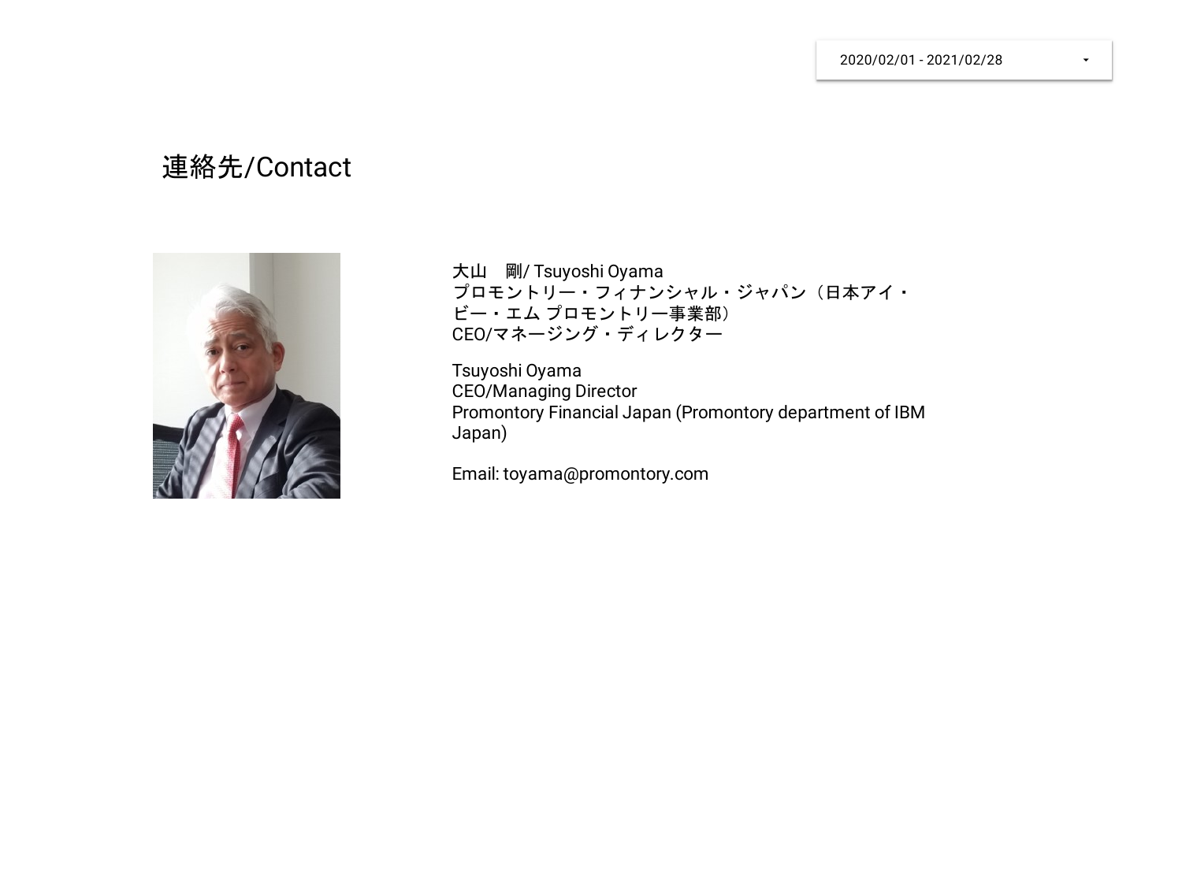2020/02/01 - 2021/02/28

# 連絡先/Contact

大山　剛/ Tsuyoshi Oyama
プロモントリー・フィナンシャル・ジャパン（日本アイ・ビー・エム プロモントリー事業部）
CEO/マネージング・ディレクター

Tsuyoshi Oyama
CEO/Managing Director
Promontory Financial Japan (Promontory department of IBM Japan)

Email: toyama@promontory.com